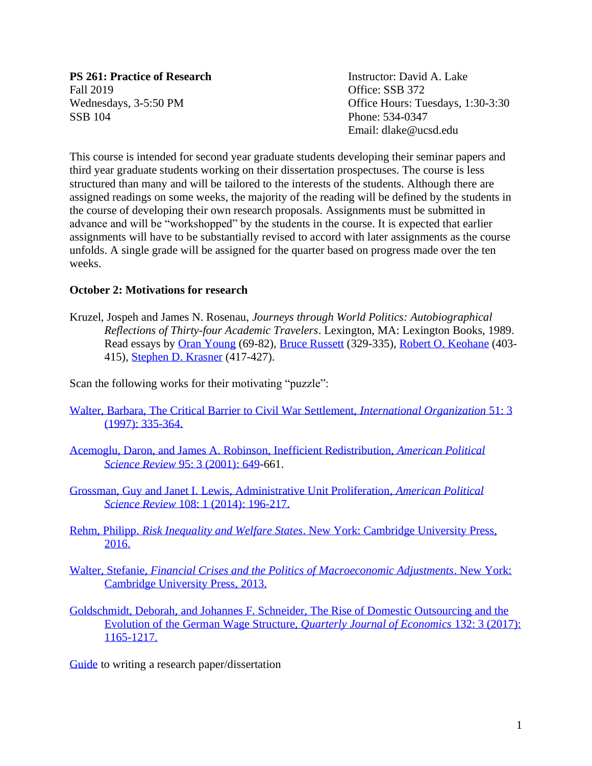**PS 261: Practice of Research**
Fall 2019
Wednesdays, 3-5:50 PM
SSB 104

Instructor: David A. Lake
Office: SSB 372
Office Hours: Tuesdays, 1:30-3:30
Phone: 534-0347
Email: dlake@ucsd.edu

This course is intended for second year graduate students developing their seminar papers and third year graduate students working on their dissertation prospectuses. The course is less structured than many and will be tailored to the interests of the students. Although there are assigned readings on some weeks, the majority of the reading will be defined by the students in the course of developing their own research proposals. Assignments must be submitted in advance and will be "workshopped" by the students in the course. It is expected that earlier assignments will have to be substantially revised to accord with later assignments as the course unfolds. A single grade will be assigned for the quarter based on progress made over the ten weeks.

**October 2: Motivations for research**

Kruzel, Jospeh and James N. Rosenau, *Journeys through World Politics: Autobiographical Reflections of Thirty-four Academic Travelers*. Lexington, MA: Lexington Books, 1989. Read essays by Oran Young (69-82), Bruce Russett (329-335), Robert O. Keohane (403-415), Stephen D. Krasner (417-427).

Scan the following works for their motivating "puzzle":

Walter, Barbara, The Critical Barrier to Civil War Settlement, *International Organization* 51: 3 (1997): 335-364.

Acemoglu, Daron, and James A. Robinson, Inefficient Redistribution, *American Political Science Review* 95: 3 (2001): 649-661.

Grossman, Guy and Janet I. Lewis, Administrative Unit Proliferation, *American Political Science Review* 108: 1 (2014): 196-217.

Rehm, Philipp. *Risk Inequality and Welfare States*. New York: Cambridge University Press, 2016.

Walter, Stefanie, *Financial Crises and the Politics of Macroeconomic Adjustments*. New York: Cambridge University Press, 2013.

Goldschmidt, Deborah, and Johannes F. Schneider, The Rise of Domestic Outsourcing and the Evolution of the German Wage Structure, *Quarterly Journal of Economics* 132: 3 (2017): 1165-1217.

Guide to writing a research paper/dissertation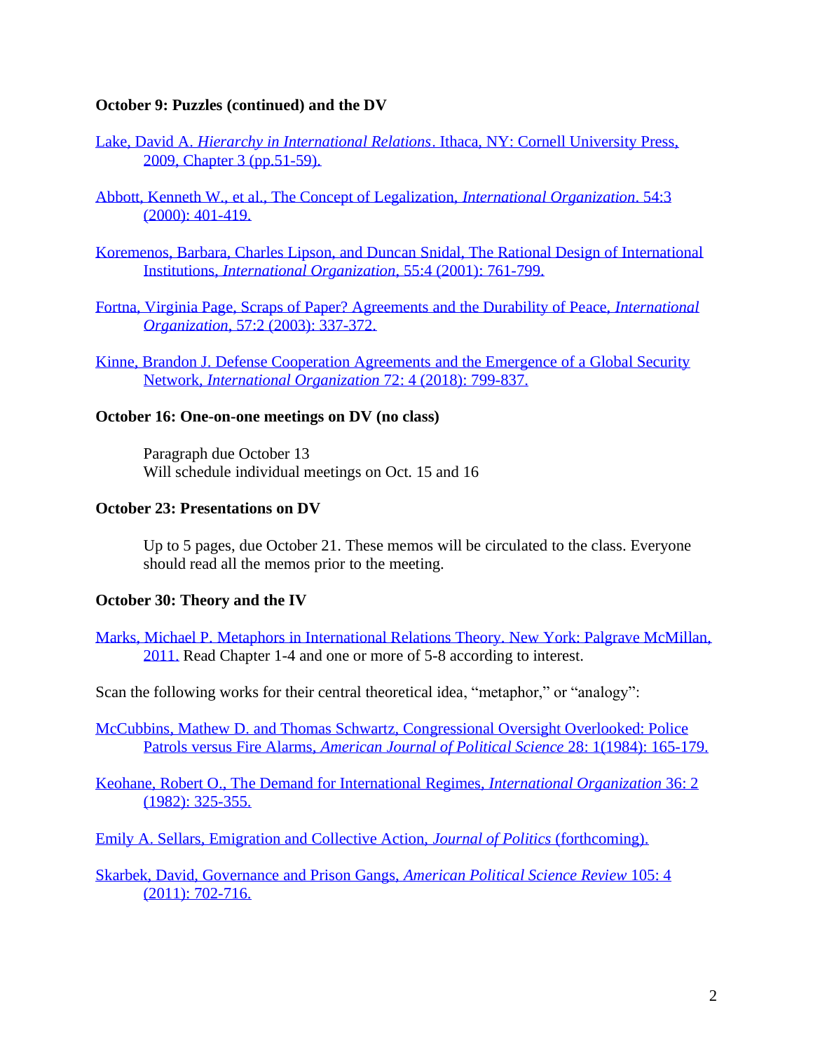**October 9: Puzzles (continued) and the DV**

Lake, David A. *Hierarchy in International Relations*. Ithaca, NY: Cornell University Press, 2009, Chapter 3 (pp.51-59).

Abbott, Kenneth W., et al., The Concept of Legalization, *International Organization*. 54:3 (2000): 401-419.

Koremenos, Barbara, Charles Lipson, and Duncan Snidal, The Rational Design of International Institutions, *International Organization*, 55:4 (2001): 761-799.

Fortna, Virginia Page, Scraps of Paper? Agreements and the Durability of Peace, *International Organization*, 57:2 (2003): 337-372.

Kinne, Brandon J. Defense Cooperation Agreements and the Emergence of a Global Security Network, *International Organization* 72: 4 (2018): 799-837.

**October 16: One-on-one meetings on DV (no class)**

Paragraph due October 13
Will schedule individual meetings on Oct. 15 and 16

**October 23: Presentations on DV**

Up to 5 pages, due October 21. These memos will be circulated to the class. Everyone should read all the memos prior to the meeting.

**October 30: Theory and the IV**

Marks, Michael P. Metaphors in International Relations Theory. New York: Palgrave McMillan, 2011. Read Chapter 1-4 and one or more of 5-8 according to interest.

Scan the following works for their central theoretical idea, "metaphor," or "analogy":

McCubbins, Mathew D. and Thomas Schwartz, Congressional Oversight Overlooked: Police Patrols versus Fire Alarms, *American Journal of Political Science* 28: 1(1984): 165-179.

Keohane, Robert O., The Demand for International Regimes, *International Organization* 36: 2 (1982): 325-355.

Emily A. Sellars, Emigration and Collective Action, *Journal of Politics* (forthcoming).

Skarbek, David, Governance and Prison Gangs, *American Political Science Review* 105: 4 (2011): 702-716.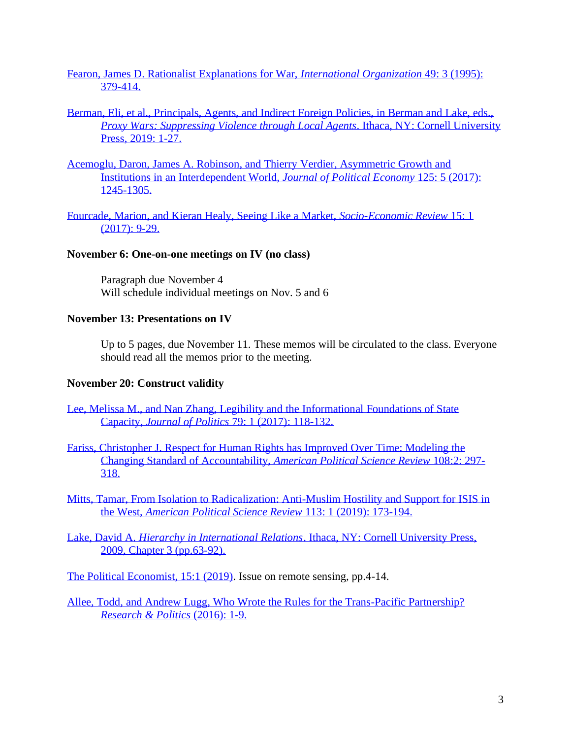Fearon, James D. Rationalist Explanations for War, *International Organization* 49: 3 (1995): 379-414.

Berman, Eli, et al., Principals, Agents, and Indirect Foreign Policies, in Berman and Lake, eds., *Proxy Wars: Suppressing Violence through Local Agents*. Ithaca, NY: Cornell University Press, 2019: 1-27.

Acemoglu, Daron, James A. Robinson, and Thierry Verdier, Asymmetric Growth and Institutions in an Interdependent World, *Journal of Political Economy* 125: 5 (2017): 1245-1305.

Fourcade, Marion, and Kieran Healy, Seeing Like a Market, *Socio-Economic Review* 15: 1 (2017): 9-29.

**November 6: One-on-one meetings on IV (no class)**

Paragraph due November 4
Will schedule individual meetings on Nov. 5 and 6

**November 13: Presentations on IV**

Up to 5 pages, due November 11. These memos will be circulated to the class. Everyone should read all the memos prior to the meeting.

**November 20: Construct validity**

Lee, Melissa M., and Nan Zhang, Legibility and the Informational Foundations of State Capacity, *Journal of Politics* 79: 1 (2017): 118-132.

Fariss, Christopher J. Respect for Human Rights has Improved Over Time: Modeling the Changing Standard of Accountability, *American Political Science Review* 108:2: 297-318.

Mitts, Tamar, From Isolation to Radicalization: Anti-Muslim Hostility and Support for ISIS in the West, *American Political Science Review* 113: 1 (2019): 173-194.

Lake, David A. *Hierarchy in International Relations*. Ithaca, NY: Cornell University Press, 2009, Chapter 3 (pp.63-92).

The Political Economist, 15:1 (2019). Issue on remote sensing, pp.4-14.

Allee, Todd, and Andrew Lugg, Who Wrote the Rules for the Trans-Pacific Partnership? *Research & Politics* (2016): 1-9.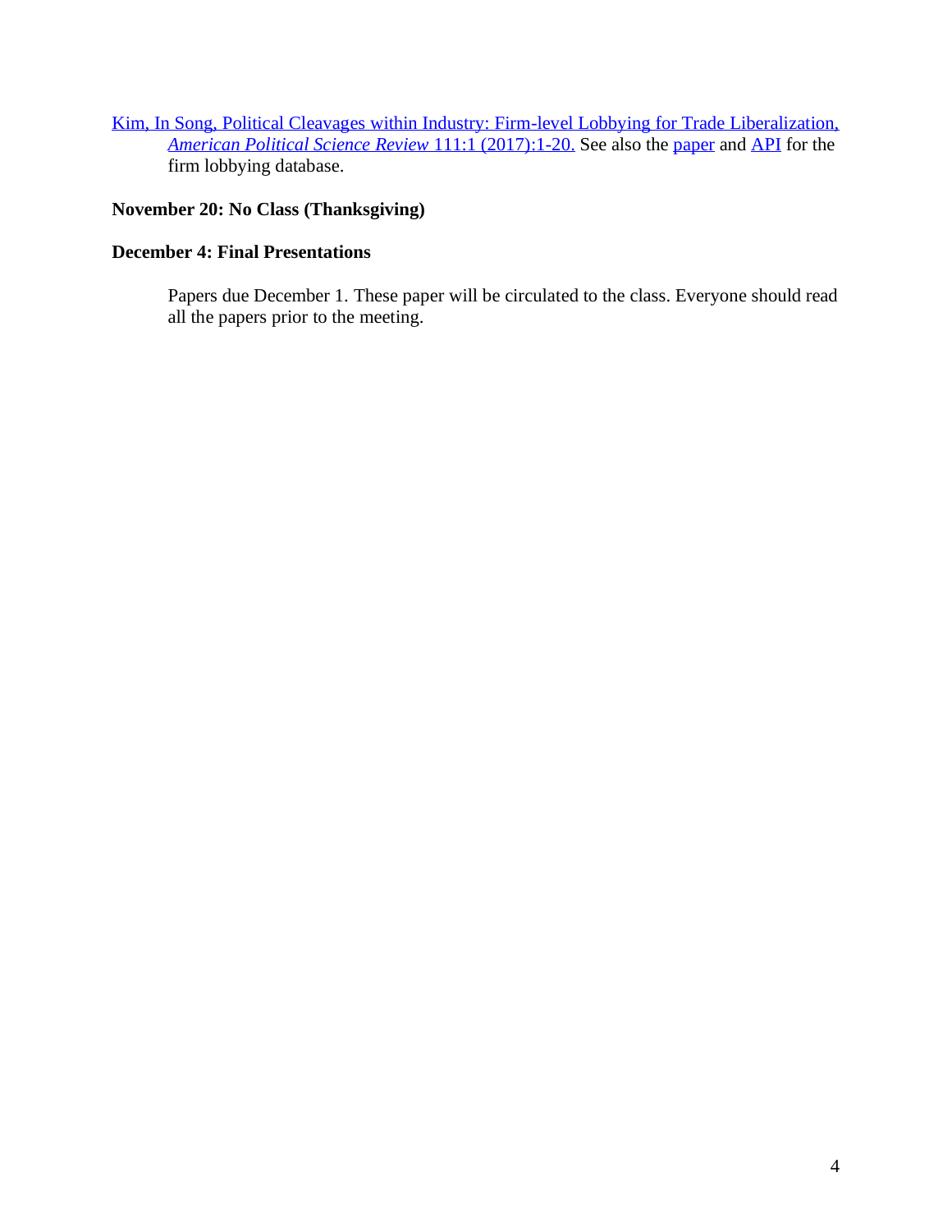Kim, In Song, Political Cleavages within Industry: Firm-level Lobbying for Trade Liberalization, *American Political Science Review* 111:1 (2017):1-20. See also the paper and API for the firm lobbying database.

**November 20: No Class (Thanksgiving)**

**December 4: Final Presentations**

Papers due December 1. These paper will be circulated to the class. Everyone should read all the papers prior to the meeting.